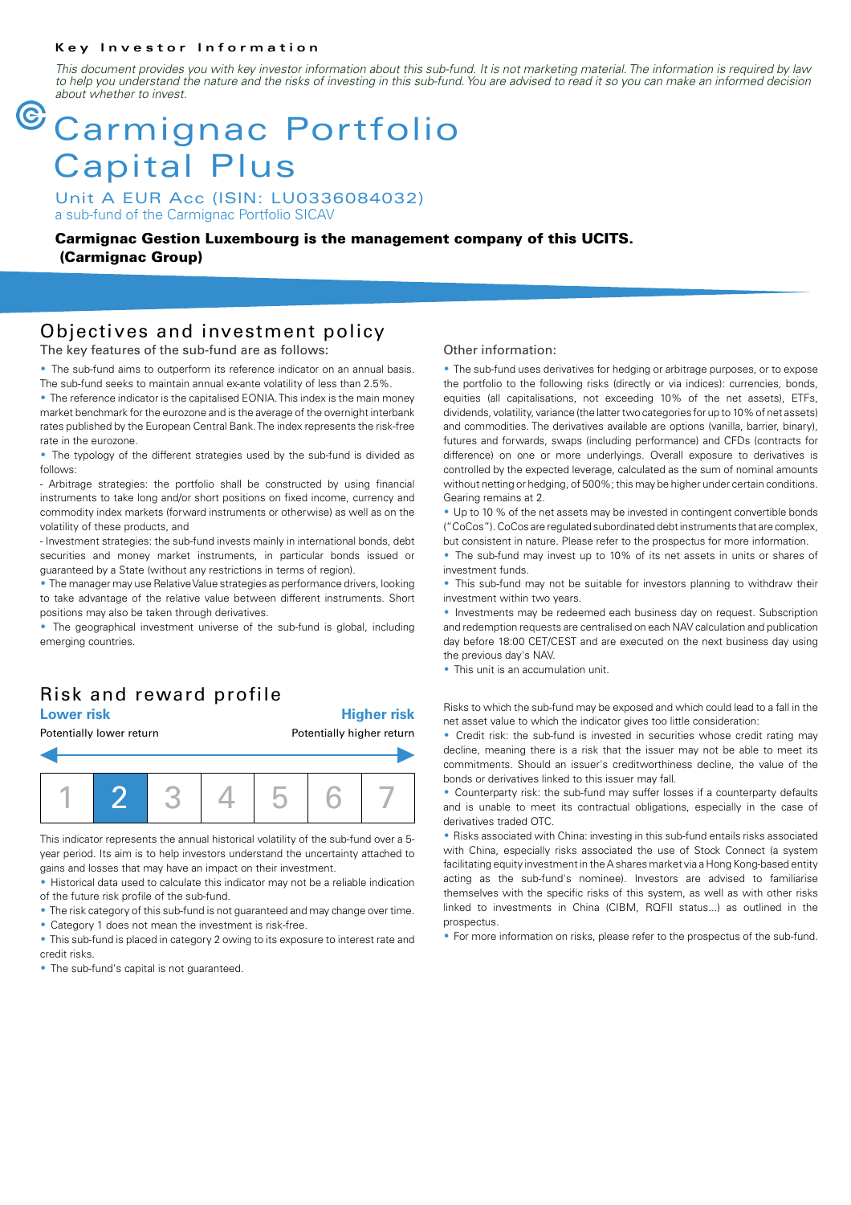Key Investor Information

*This document provides you with key investor information about this sub-fund. It is not marketing material. The information is required by law to help you understand the nature and the risks of investing in this sub-fund. You are advised to read it so you can make an informed decision about whether to invest.*

# Carmignac Portfolio Capital Plus

Unit A EUR Acc (ISIN: LU0336084032)
a sub-fund of the Carmignac Portfolio SICAV

**Carmignac Gestion Luxembourg is the management company of this UCITS. (Carmignac Group)**

## Objectives and investment policy

The key features of the sub-fund are as follows:

- The sub-fund aims to outperform its reference indicator on an annual basis. The sub-fund seeks to maintain annual ex-ante volatility of less than 2.5%.
- The reference indicator is the capitalised EONIA. This index is the main money market benchmark for the eurozone and is the average of the overnight interbank rates published by the European Central Bank. The index represents the risk-free rate in the eurozone.
- The typology of the different strategies used by the sub-fund is divided as follows:

- Arbitrage strategies: the portfolio shall be constructed by using financial instruments to take long and/or short positions on fixed income, currency and commodity index markets (forward instruments or otherwise) as well as on the volatility of these products, and

- Investment strategies: the sub-fund invests mainly in international bonds, debt securities and money market instruments, in particular bonds issued or guaranteed by a State (without any restrictions in terms of region).

- The manager may use Relative Value strategies as performance drivers, looking to take advantage of the relative value between different instruments. Short positions may also be taken through derivatives.
- The geographical investment universe of the sub-fund is global, including emerging countries.

Other information:

- The sub-fund uses derivatives for hedging or arbitrage purposes, or to expose the portfolio to the following risks (directly or via indices): currencies, bonds, equities (all capitalisations, not exceeding 10% of the net assets), ETFs, dividends, volatility, variance (the latter two categories for up to 10% of net assets) and commodities. The derivatives available are options (vanilla, barrier, binary), futures and forwards, swaps (including performance) and CFDs (contracts for difference) on one or more underlyings. Overall exposure to derivatives is controlled by the expected leverage, calculated as the sum of nominal amounts without netting or hedging, of 500%; this may be higher under certain conditions. Gearing remains at 2.
- Up to 10 % of the net assets may be invested in contingent convertible bonds ("CoCos"). CoCos are regulated subordinated debt instruments that are complex, but consistent in nature. Please refer to the prospectus for more information.
- The sub-fund may invest up to 10% of its net assets in units or shares of investment funds.
- This sub-fund may not be suitable for investors planning to withdraw their investment within two years.
- Investments may be redeemed each business day on request. Subscription and redemption requests are centralised on each NAV calculation and publication day before 18:00 CET/CEST and are executed on the next business day using the previous day's NAV.
- This unit is an accumulation unit.

## Risk and reward profile

| **Lower risk** | | | | | | **Higher risk** |
|---|---|---|---|---|---|---|
| Potentially lower return | | | | | | Potentially higher return |
| 1 | **2** | 3 | 4 | 5 | 6 | 7 |

This indicator represents the annual historical volatility of the sub-fund over a 5-year period. Its aim is to help investors understand the uncertainty attached to gains and losses that may have an impact on their investment.

- Historical data used to calculate this indicator may not be a reliable indication of the future risk profile of the sub-fund.
- The risk category of this sub-fund is not guaranteed and may change over time.
- Category 1 does not mean the investment is risk-free.
- This sub-fund is placed in category 2 owing to its exposure to interest rate and credit risks.
- The sub-fund's capital is not guaranteed.

Risks to which the sub-fund may be exposed and which could lead to a fall in the net asset value to which the indicator gives too little consideration:

- Credit risk: the sub-fund is invested in securities whose credit rating may decline, meaning there is a risk that the issuer may not be able to meet its commitments. Should an issuer's creditworthiness decline, the value of the bonds or derivatives linked to this issuer may fall.
- Counterparty risk: the sub-fund may suffer losses if a counterparty defaults and is unable to meet its contractual obligations, especially in the case of derivatives traded OTC.
- Risks associated with China: investing in this sub-fund entails risks associated with China, especially risks associated the use of Stock Connect (a system facilitating equity investment in the A shares market via a Hong Kong-based entity acting as the sub-fund's nominee). Investors are advised to familiarise themselves with the specific risks of this system, as well as with other risks linked to investments in China (CIBM, RQFII status...) as outlined in the prospectus.
- For more information on risks, please refer to the prospectus of the sub-fund.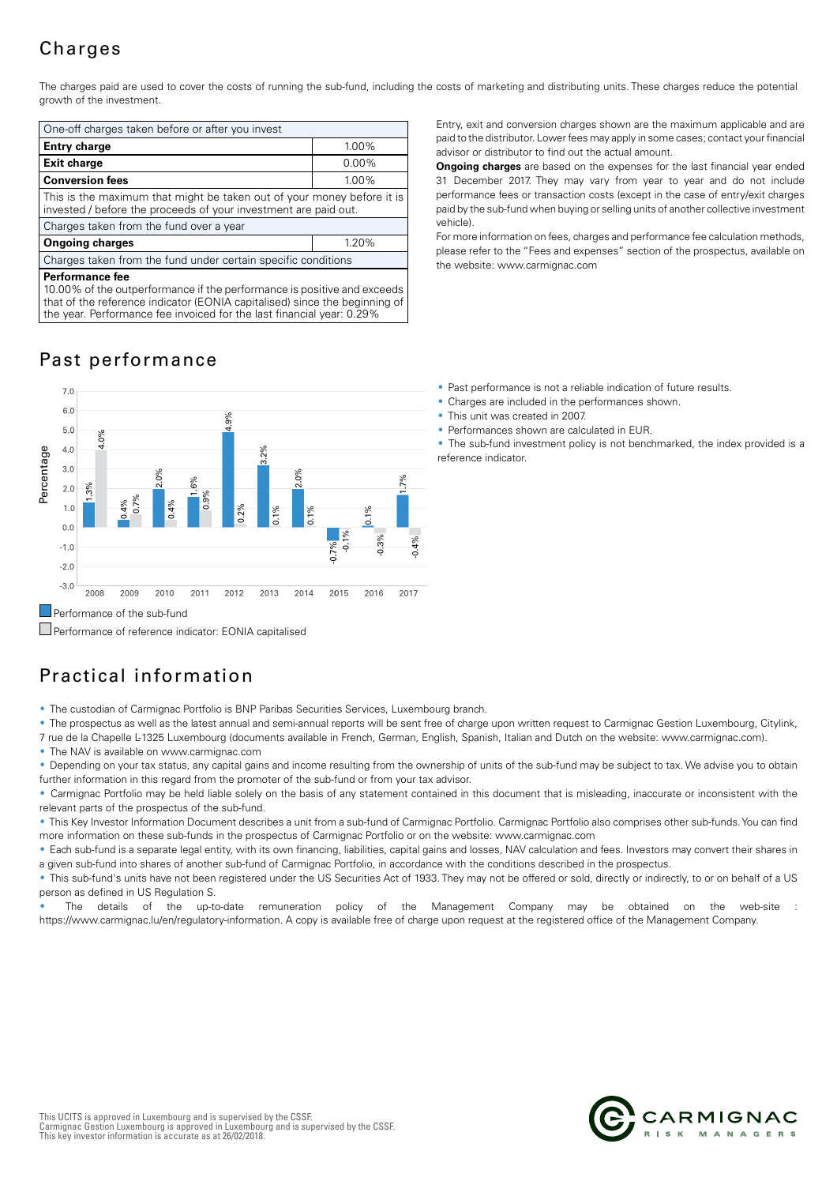## Charges

The charges paid are used to cover the costs of running the sub-fund, including the costs of marketing and distributing units. These charges reduce the potential growth of the investment.

| One-off charges taken before or after you invest | |
|---|---|
| **Entry charge** | 1.00% |
| **Exit charge** | 0.00% |
| **Conversion fees** | 1.00% |
| This is the maximum that might be taken out of your money before it is invested / before the proceeds of your investment are paid out. | |
| Charges taken from the fund over a year | |
| **Ongoing charges** | 1.20% |
| Charges taken from the fund under certain specific conditions | |
| **Performance fee** 10.00% of the outperformance if the performance is positive and exceeds that of the reference indicator (EONIA capitalised) since the beginning of the year. Performance fee invoiced for the last financial year: 0.29% | |

Entry, exit and conversion charges shown are the maximum applicable and are paid to the distributor. Lower fees may apply in some cases; contact your financial advisor or distributor to find out the actual amount.

**Ongoing charges** are based on the expenses for the last financial year ended 31 December 2017. They may vary from year to year and do not include performance fees or transaction costs (except in the case of entry/exit charges paid by the sub-fund when buying or selling units of another collective investment vehicle).

For more information on fees, charges and performance fee calculation methods, please refer to the "Fees and expenses" section of the prospectus, available on the website: www.carmignac.com

## Past performance

Percentage

7.0
6.0
5.0
4.0
3.0
2.0
1.0
0.0
-1.0
-2.0
-3.0

2008: 1.3%, 4.0%
2009: 0.4%, 0.7%
2010: 2.0%, 0.4%
2011: 1.6%, 0.9%
2012: 4.9%, 0.2%
2013: 3.2%, 0.1%
2014: 2.0%, 0.1%
2015: -0.7%, -0.1%
2016: 0.1%, -0.3%
2017: 1.7%, -0.4%

Performance of the sub-fund

Performance of reference indicator: EONIA capitalised

- Past performance is not a reliable indication of future results.
- Charges are included in the performances shown.
- This unit was created in 2007.
- Performances shown are calculated in EUR.
- The sub-fund investment policy is not benchmarked, the index provided is a reference indicator.

## Practical information

- The custodian of Carmignac Portfolio is BNP Paribas Securities Services, Luxembourg branch.
- The prospectus as well as the latest annual and semi-annual reports will be sent free of charge upon written request to Carmignac Gestion Luxembourg, Citylink, 7 rue de la Chapelle L-1325 Luxembourg (documents available in French, German, English, Spanish, Italian and Dutch on the website: www.carmignac.com).
- The NAV is available on www.carmignac.com
- Depending on your tax status, any capital gains and income resulting from the ownership of units of the sub-fund may be subject to tax. We advise you to obtain further information in this regard from the promoter of the sub-fund or from your tax advisor.
- Carmignac Portfolio may be held liable solely on the basis of any statement contained in this document that is misleading, inaccurate or inconsistent with the relevant parts of the prospectus of the sub-fund.
- This Key Investor Information Document describes a unit from a sub-fund of Carmignac Portfolio. Carmignac Portfolio also comprises other sub-funds. You can find more information on these sub-funds in the prospectus of Carmignac Portfolio or on the website: www.carmignac.com
- Each sub-fund is a separate legal entity, with its own financing, liabilities, capital gains and losses, NAV calculation and fees. Investors may convert their shares in a given sub-fund into shares of another sub-fund of Carmignac Portfolio, in accordance with the conditions described in the prospectus.
- This sub-fund's units have not been registered under the US Securities Act of 1933. They may not be offered or sold, directly or indirectly, to or on behalf of a US person as defined in US Regulation S.
- The details of the up-to-date remuneration policy of the Management Company may be obtained on the web-site : https://www.carmignac.lu/en/regulatory-information. A copy is available free of charge upon request at the registered office of the Management Company.

This UCITS is approved in Luxembourg and is supervised by the CSSF.
Carmignac Gestion Luxembourg is approved in Luxembourg and is supervised by the CSSF.
This key investor information is accurate as at 26/02/2018.